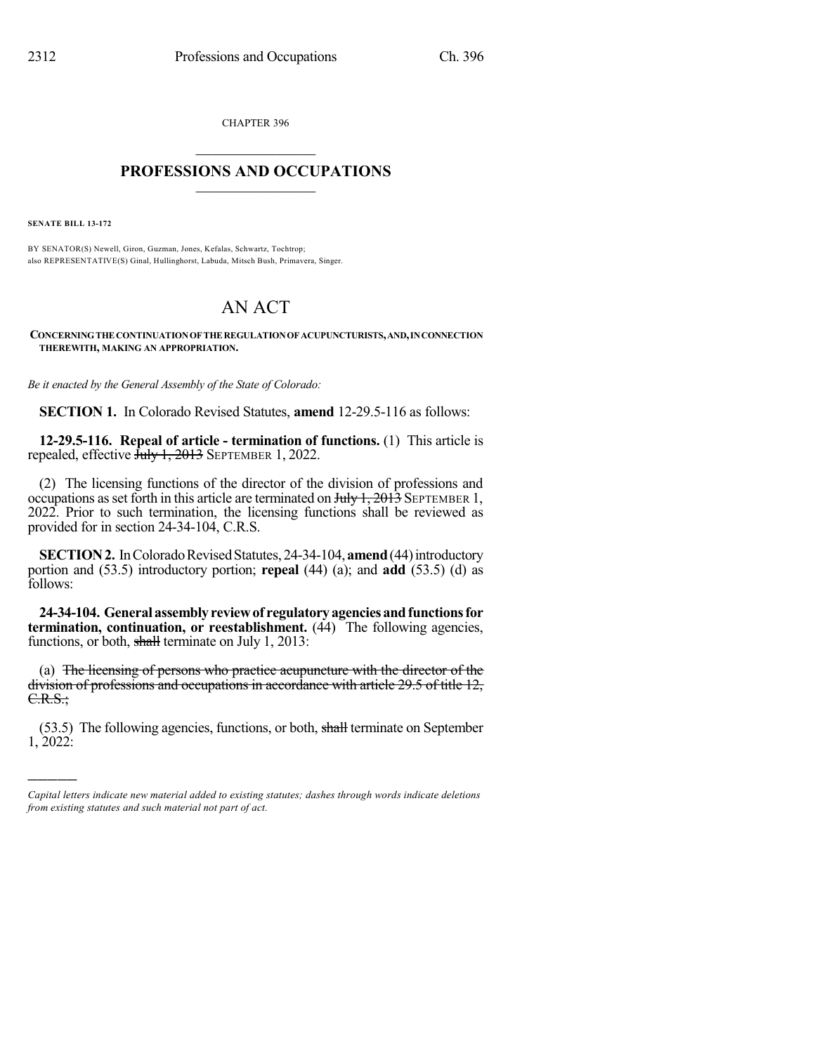CHAPTER 396

# PROFESSIONS AND OCCUPATIONS

**SENATE BILL 13-172**

BY SENATOR(S) Newell, Giron, Guzman, Jones, Kefalas, Schwartz, Tochtrop;
also REPRESENTATIVE(S) Ginal, Hullinghorst, Labuda, Mitsch Bush, Primavera, Singer.

# AN ACT

**CONCERNING THE CONTINUATION OF THE REGULATION OF ACUPUNCTURISTS, AND, IN CONNECTION THEREWITH, MAKING AN APPROPRIATION.**

*Be it enacted by the General Assembly of the State of Colorado:*

**SECTION 1.** In Colorado Revised Statutes, **amend** 12-29.5-116 as follows:

**12-29.5-116. Repeal of article - termination of functions.** (1) This article is repealed, effective ~~July 1, 2013~~ SEPTEMBER 1, 2022.

(2) The licensing functions of the director of the division of professions and occupations as set forth in this article are terminated on ~~July 1, 2013~~ SEPTEMBER 1, 2022. Prior to such termination, the licensing functions shall be reviewed as provided for in section 24-34-104, C.R.S.

**SECTION 2.** In Colorado Revised Statutes, 24-34-104, **amend** (44) introductory portion and (53.5) introductory portion; **repeal** (44) (a); and **add** (53.5) (d) as follows:

**24-34-104. General assembly review of regulatory agencies and functions for termination, continuation, or reestablishment.** (44) The following agencies, functions, or both, ~~shall~~ terminate on July 1, 2013:

(a) ~~The licensing of persons who practice acupuncture with the director of the division of professions and occupations in accordance with article 29.5 of title 12, C.R.S.;~~

(53.5) The following agencies, functions, or both, ~~shall~~ terminate on September 1, 2022:

---

*Capital letters indicate new material added to existing statutes; dashes through words indicate deletions from existing statutes and such material not part of act.*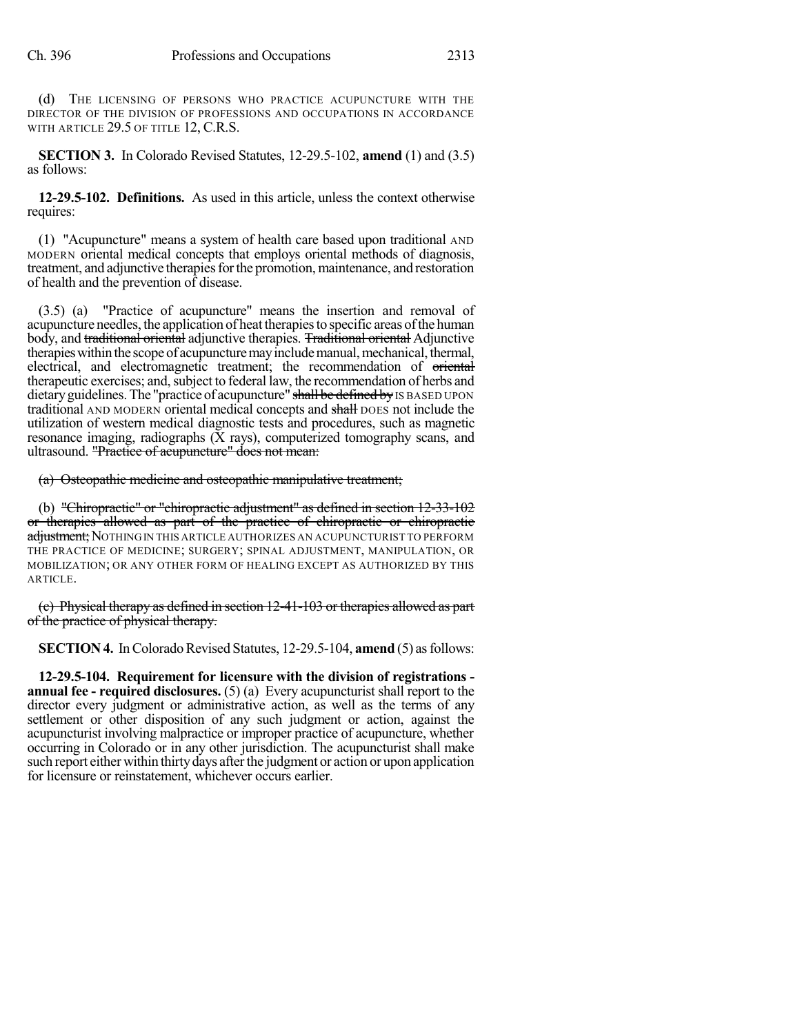(d) THE LICENSING OF PERSONS WHO PRACTICE ACUPUNCTURE WITH THE DIRECTOR OF THE DIVISION OF PROFESSIONS AND OCCUPATIONS IN ACCORDANCE WITH ARTICLE 29.5 OF TITLE 12, C.R.S.

**SECTION 3.** In Colorado Revised Statutes, 12-29.5-102, **amend** (1) and (3.5) as follows:

**12-29.5-102. Definitions.** As used in this article, unless the context otherwise requires:

(1) "Acupuncture" means a system of health care based upon traditional AND MODERN oriental medical concepts that employs oriental methods of diagnosis, treatment, and adjunctive therapies for the promotion, maintenance, and restoration of health and the prevention of disease.

(3.5) (a) "Practice of acupuncture" means the insertion and removal of acupuncture needles, the application of heat therapies to specific areas of the human body, and ~~traditional oriental~~ adjunctive therapies. ~~Traditional oriental~~ Adjunctive therapies within the scope of acupuncture may include manual, mechanical, thermal, electrical, and electromagnetic treatment; the recommendation of ~~oriental~~ therapeutic exercises; and, subject to federal law, the recommendation of herbs and dietary guidelines. The "practice of acupuncture" ~~shall be defined by~~ IS BASED UPON traditional AND MODERN oriental medical concepts and ~~shall~~ DOES not include the utilization of western medical diagnostic tests and procedures, such as magnetic resonance imaging, radiographs (X rays), computerized tomography scans, and ultrasound. ~~"Practice of acupuncture" does not mean:~~

~~(a) Osteopathic medicine and osteopathic manipulative treatment;~~

(b) ~~"Chiropractic" or "chiropractic adjustment" as defined in section 12-33-102 or therapies allowed as part of the practice of chiropractic or chiropractic adjustment;~~ NOTHING IN THIS ARTICLE AUTHORIZES AN ACUPUNCTURIST TO PERFORM THE PRACTICE OF MEDICINE; SURGERY; SPINAL ADJUSTMENT, MANIPULATION, OR MOBILIZATION; OR ANY OTHER FORM OF HEALING EXCEPT AS AUTHORIZED BY THIS ARTICLE.

~~(c) Physical therapy as defined in section 12-41-103 or therapies allowed as part of the practice of physical therapy.~~

**SECTION 4.** In Colorado Revised Statutes, 12-29.5-104, **amend** (5) as follows:

**12-29.5-104. Requirement for licensure with the division of registrations - annual fee - required disclosures.** (5) (a) Every acupuncturist shall report to the director every judgment or administrative action, as well as the terms of any settlement or other disposition of any such judgment or action, against the acupuncturist involving malpractice or improper practice of acupuncture, whether occurring in Colorado or in any other jurisdiction. The acupuncturist shall make such report either within thirty days after the judgment or action or upon application for licensure or reinstatement, whichever occurs earlier.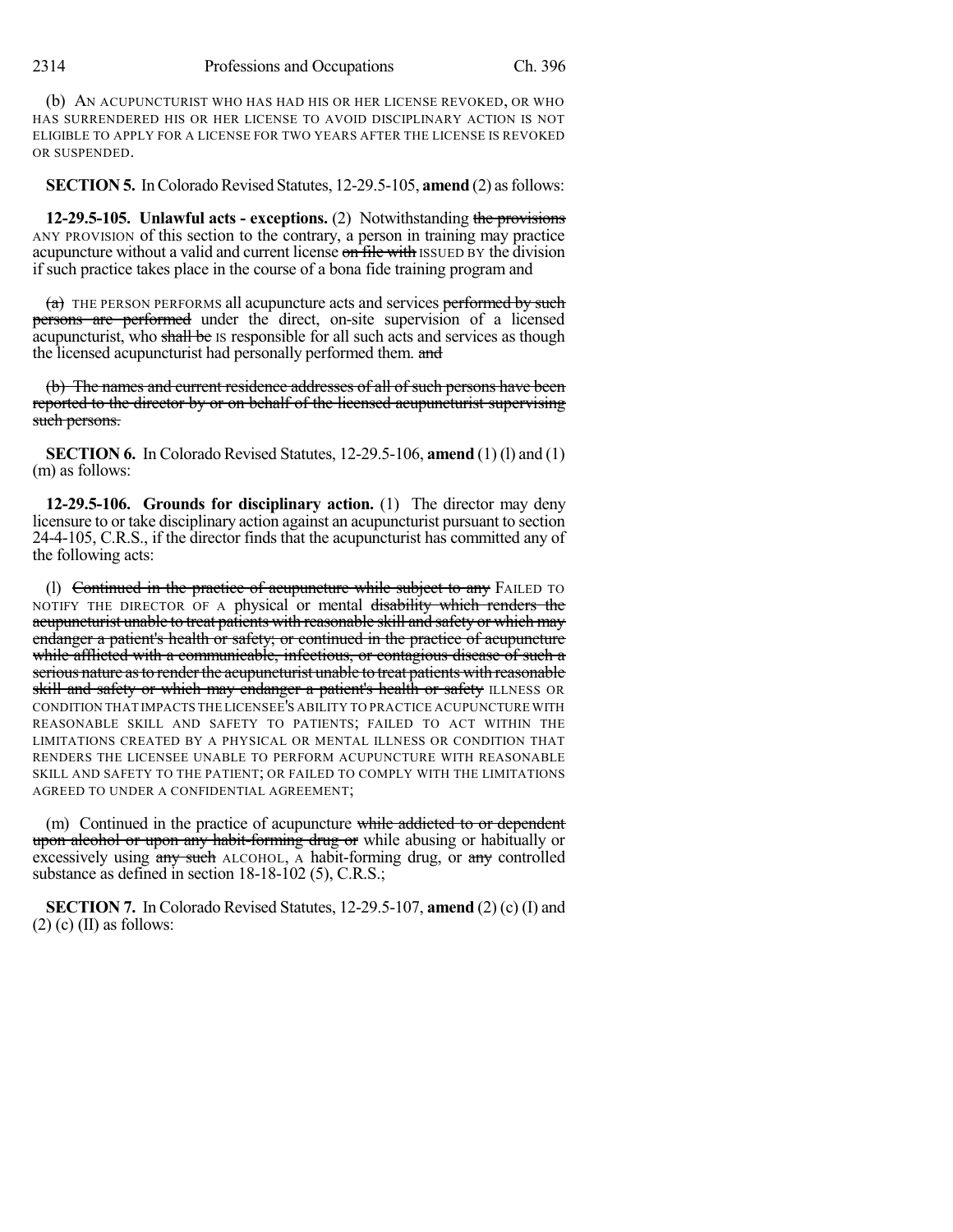(b) AN ACUPUNCTURIST WHO HAS HAD HIS OR HER LICENSE REVOKED, OR WHO HAS SURRENDERED HIS OR HER LICENSE TO AVOID DISCIPLINARY ACTION IS NOT ELIGIBLE TO APPLY FOR A LICENSE FOR TWO YEARS AFTER THE LICENSE IS REVOKED OR SUSPENDED.

**SECTION 5.** In Colorado Revised Statutes, 12-29.5-105, **amend** (2) as follows:

**12-29.5-105. Unlawful acts - exceptions.** (2) Notwithstanding ~~the provisions~~ ANY PROVISION of this section to the contrary, a person in training may practice acupuncture without a valid and current license ~~on file with~~ ISSUED BY the division if such practice takes place in the course of a bona fide training program and

~~(a)~~ THE PERSON PERFORMS all acupuncture acts and services ~~performed by such persons are performed~~ under the direct, on-site supervision of a licensed acupuncturist, who ~~shall be~~ IS responsible for all such acts and services as though the licensed acupuncturist had personally performed them. ~~and~~

~~(b) The names and current residence addresses of all of such persons have been reported to the director by or on behalf of the licensed acupuncturist supervising such persons.~~

**SECTION 6.** In Colorado Revised Statutes, 12-29.5-106, **amend** (1) (l) and (1) (m) as follows:

**12-29.5-106. Grounds for disciplinary action.** (1) The director may deny licensure to or take disciplinary action against an acupuncturist pursuant to section 24-4-105, C.R.S., if the director finds that the acupuncturist has committed any of the following acts:

(l) ~~Continued in the practice of acupuncture while subject to any~~ FAILED TO NOTIFY THE DIRECTOR OF A physical or mental ~~disability which renders the acupuncturist unable to treat patients with reasonable skill and safety or which may endanger a patient's health or safety; or continued in the practice of acupuncture while afflicted with a communicable, infectious, or contagious disease of such a serious nature as to render the acupuncturist unable to treat patients with reasonable skill and safety or which may endanger a patient's health or safety~~ ILLNESS OR CONDITION THAT IMPACTS THE LICENSEE'S ABILITY TO PRACTICE ACUPUNCTURE WITH REASONABLE SKILL AND SAFETY TO PATIENTS; FAILED TO ACT WITHIN THE LIMITATIONS CREATED BY A PHYSICAL OR MENTAL ILLNESS OR CONDITION THAT RENDERS THE LICENSEE UNABLE TO PERFORM ACUPUNCTURE WITH REASONABLE SKILL AND SAFETY TO THE PATIENT; OR FAILED TO COMPLY WITH THE LIMITATIONS AGREED TO UNDER A CONFIDENTIAL AGREEMENT;

(m) Continued in the practice of acupuncture ~~while addicted to or dependent upon alcohol or upon any habit-forming drug or~~ while abusing or habitually or excessively using ~~any such~~ ALCOHOL, A habit-forming drug, or ~~any~~ controlled substance as defined in section 18-18-102 (5), C.R.S.;

**SECTION 7.** In Colorado Revised Statutes, 12-29.5-107, **amend** (2) (c) (I) and (2) (c) (II) as follows: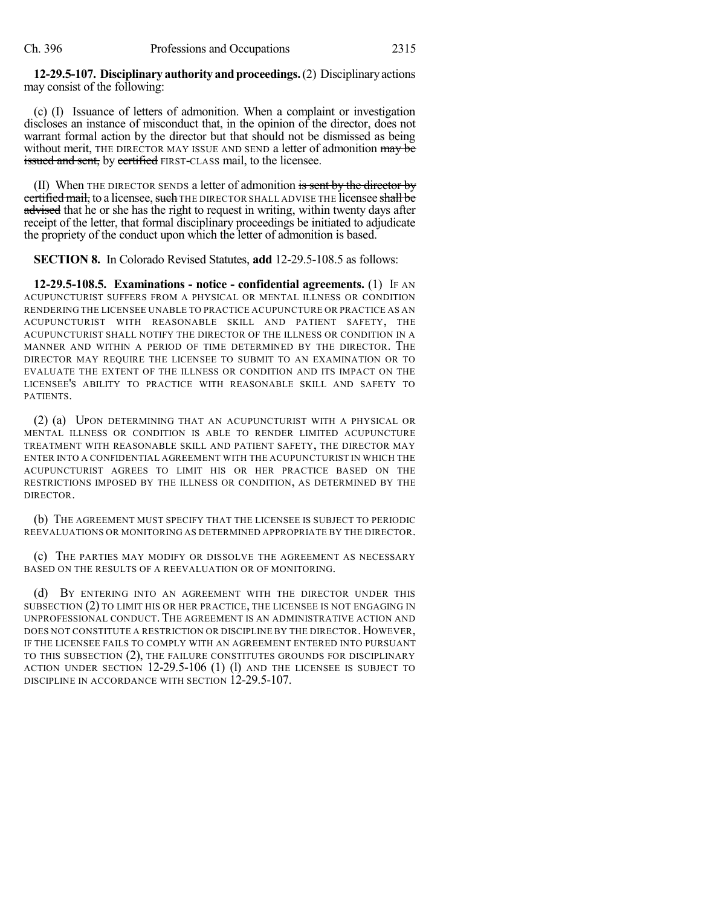**12-29.5-107. Disciplinary authority and proceedings.** (2) Disciplinary actions may consist of the following:

(c) (I) Issuance of letters of admonition. When a complaint or investigation discloses an instance of misconduct that, in the opinion of the director, does not warrant formal action by the director but that should not be dismissed as being without merit, THE DIRECTOR MAY ISSUE AND SEND a letter of admonition ~~may be issued and sent,~~ by ~~certified~~ FIRST-CLASS mail, to the licensee.

(II) When THE DIRECTOR SENDS a letter of admonition ~~is sent by the director by certified mail,~~ to a licensee, ~~such~~ THE DIRECTOR SHALL ADVISE THE licensee ~~shall be advised~~ that he or she has the right to request in writing, within twenty days after receipt of the letter, that formal disciplinary proceedings be initiated to adjudicate the propriety of the conduct upon which the letter of admonition is based.

**SECTION 8.** In Colorado Revised Statutes, **add** 12-29.5-108.5 as follows:

**12-29.5-108.5. Examinations - notice - confidential agreements.** (1) IF AN ACUPUNCTURIST SUFFERS FROM A PHYSICAL OR MENTAL ILLNESS OR CONDITION RENDERING THE LICENSEE UNABLE TO PRACTICE ACUPUNCTURE OR PRACTICE AS AN ACUPUNCTURIST WITH REASONABLE SKILL AND PATIENT SAFETY, THE ACUPUNCTURIST SHALL NOTIFY THE DIRECTOR OF THE ILLNESS OR CONDITION IN A MANNER AND WITHIN A PERIOD OF TIME DETERMINED BY THE DIRECTOR. THE DIRECTOR MAY REQUIRE THE LICENSEE TO SUBMIT TO AN EXAMINATION OR TO EVALUATE THE EXTENT OF THE ILLNESS OR CONDITION AND ITS IMPACT ON THE LICENSEE'S ABILITY TO PRACTICE WITH REASONABLE SKILL AND SAFETY TO PATIENTS.

(2) (a) UPON DETERMINING THAT AN ACUPUNCTURIST WITH A PHYSICAL OR MENTAL ILLNESS OR CONDITION IS ABLE TO RENDER LIMITED ACUPUNCTURE TREATMENT WITH REASONABLE SKILL AND PATIENT SAFETY, THE DIRECTOR MAY ENTER INTO A CONFIDENTIAL AGREEMENT WITH THE ACUPUNCTURIST IN WHICH THE ACUPUNCTURIST AGREES TO LIMIT HIS OR HER PRACTICE BASED ON THE RESTRICTIONS IMPOSED BY THE ILLNESS OR CONDITION, AS DETERMINED BY THE DIRECTOR.

(b) THE AGREEMENT MUST SPECIFY THAT THE LICENSEE IS SUBJECT TO PERIODIC REEVALUATIONS OR MONITORING AS DETERMINED APPROPRIATE BY THE DIRECTOR.

(c) THE PARTIES MAY MODIFY OR DISSOLVE THE AGREEMENT AS NECESSARY BASED ON THE RESULTS OF A REEVALUATION OR OF MONITORING.

(d) BY ENTERING INTO AN AGREEMENT WITH THE DIRECTOR UNDER THIS SUBSECTION (2) TO LIMIT HIS OR HER PRACTICE, THE LICENSEE IS NOT ENGAGING IN UNPROFESSIONAL CONDUCT. THE AGREEMENT IS AN ADMINISTRATIVE ACTION AND DOES NOT CONSTITUTE A RESTRICTION OR DISCIPLINE BY THE DIRECTOR. HOWEVER, IF THE LICENSEE FAILS TO COMPLY WITH AN AGREEMENT ENTERED INTO PURSUANT TO THIS SUBSECTION (2), THE FAILURE CONSTITUTES GROUNDS FOR DISCIPLINARY ACTION UNDER SECTION 12-29.5-106 (1) (l) AND THE LICENSEE IS SUBJECT TO DISCIPLINE IN ACCORDANCE WITH SECTION 12-29.5-107.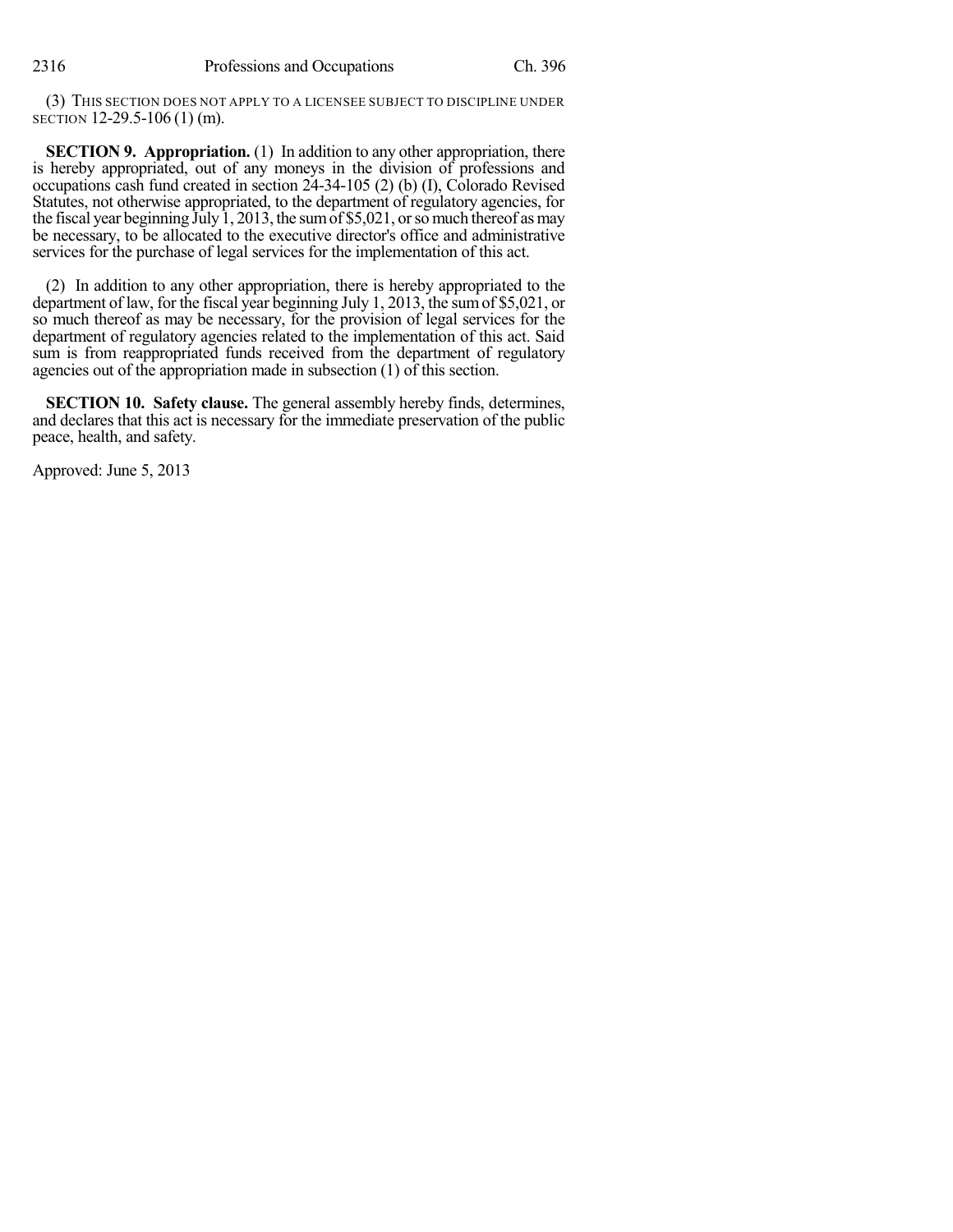(3) THIS SECTION DOES NOT APPLY TO A LICENSEE SUBJECT TO DISCIPLINE UNDER SECTION 12-29.5-106 (1) (m).

**SECTION 9. Appropriation.** (1) In addition to any other appropriation, there is hereby appropriated, out of any moneys in the division of professions and occupations cash fund created in section 24-34-105 (2) (b) (I), Colorado Revised Statutes, not otherwise appropriated, to the department of regulatory agencies, for the fiscal year beginning July 1, 2013, the sum of $5,021, or so much thereof as may be necessary, to be allocated to the executive director's office and administrative services for the purchase of legal services for the implementation of this act.

(2) In addition to any other appropriation, there is hereby appropriated to the department of law, for the fiscal year beginning July 1, 2013, the sum of $5,021, or so much thereof as may be necessary, for the provision of legal services for the department of regulatory agencies related to the implementation of this act. Said sum is from reappropriated funds received from the department of regulatory agencies out of the appropriation made in subsection (1) of this section.

**SECTION 10. Safety clause.** The general assembly hereby finds, determines, and declares that this act is necessary for the immediate preservation of the public peace, health, and safety.

Approved: June 5, 2013